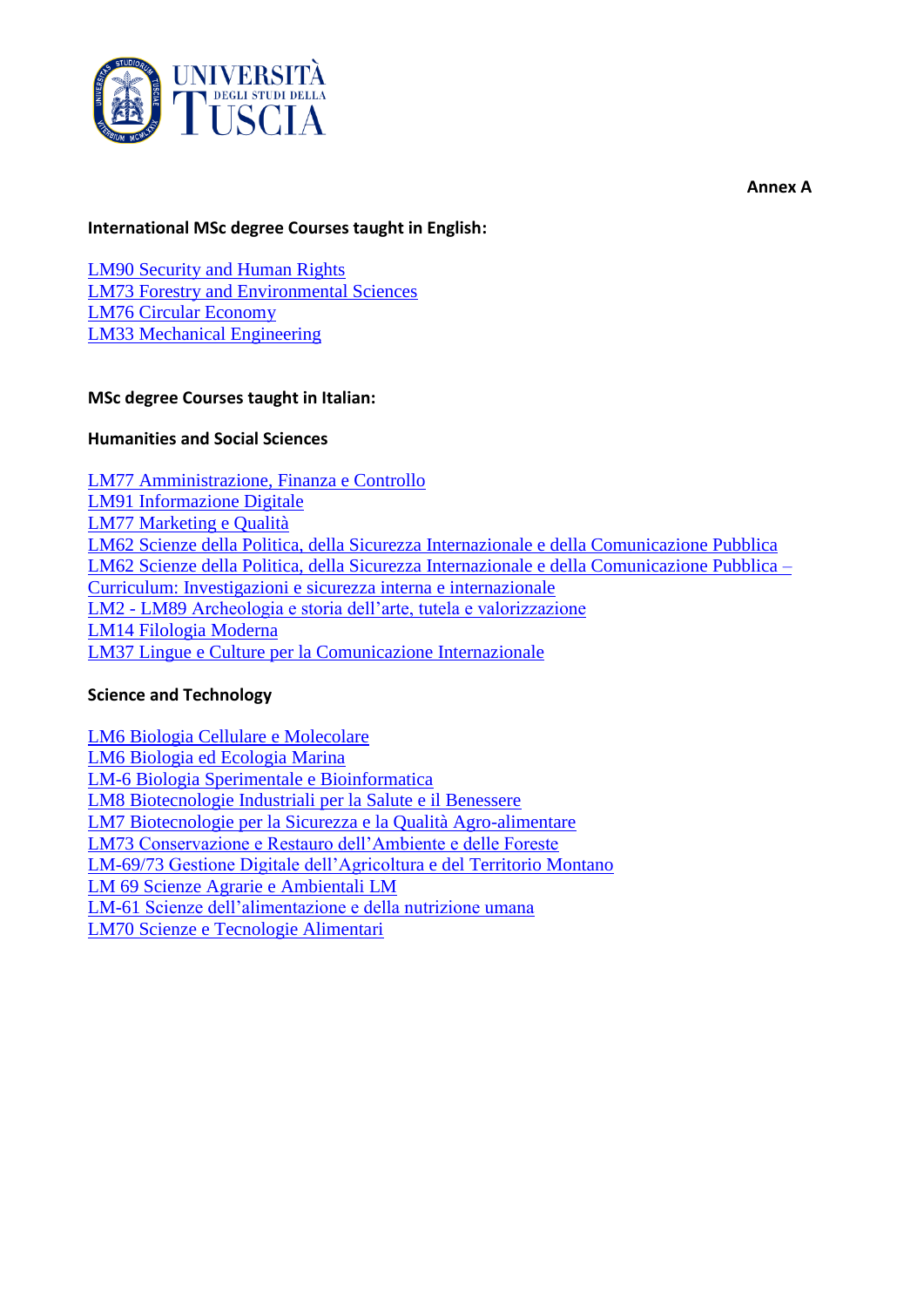Annex A

**International MSc degree Courses taught in English:**

LM90 Security and Human Rights
LM73 Forestry and Environmental Sciences
LM76 Circular Economy
LM33 Mechanical Engineering

**MSc degree Courses taught in Italian:**

**Humanities and Social Sciences**

LM77 Amministrazione, Finanza e Controllo
LM91 Informazione Digitale
LM77 Marketing e Qualità
LM62 Scienze della Politica, della Sicurezza Internazionale e della Comunicazione Pubblica
LM62 Scienze della Politica, della Sicurezza Internazionale e della Comunicazione Pubblica – Curriculum: Investigazioni e sicurezza interna e internazionale
LM2 - LM89 Archeologia e storia dell'arte, tutela e valorizzazione
LM14 Filologia Moderna
LM37 Lingue e Culture per la Comunicazione Internazionale

**Science and Technology**

LM6 Biologia Cellulare e Molecolare
LM6 Biologia ed Ecologia Marina
LM-6 Biologia Sperimentale e Bioinformatica
LM8 Biotecnologie Industriali per la Salute e il Benessere
LM7 Biotecnologie per la Sicurezza e la Qualità Agro-alimentare
LM73 Conservazione e Restauro dell'Ambiente e delle Foreste
LM-69/73 Gestione Digitale dell'Agricoltura e del Territorio Montano
LM 69 Scienze Agrarie e Ambientali LM
LM-61 Scienze dell'alimentazione e della nutrizione umana
LM70 Scienze e Tecnologie Alimentari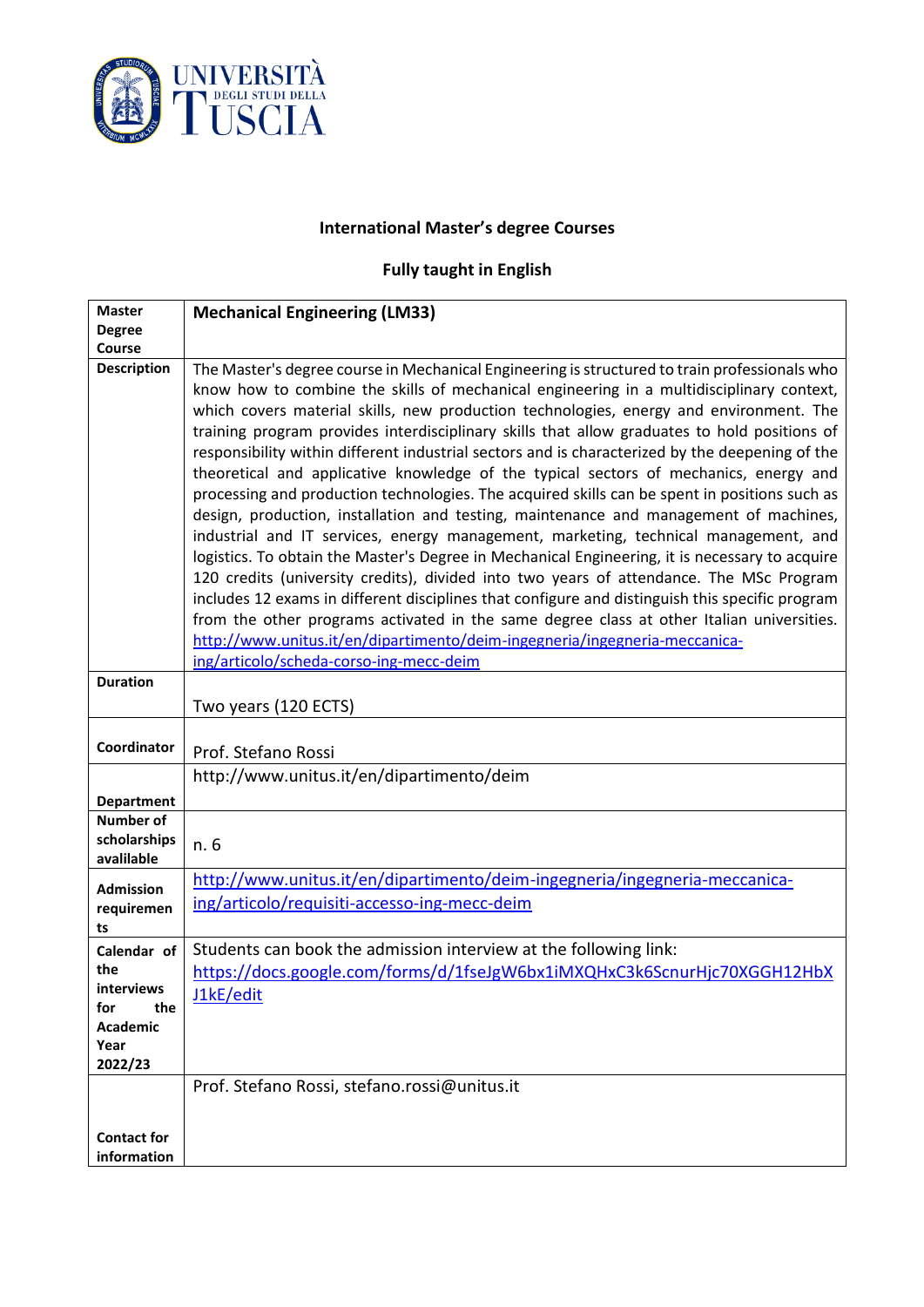**International Master's degree Courses**

**Fully taught in English**

| **Master Degree Course** | **Mechanical Engineering (LM33)** |
|---|---|
| **Description** | The Master's degree course in Mechanical Engineering is structured to train professionals who know how to combine the skills of mechanical engineering in a multidisciplinary context, which covers material skills, new production technologies, energy and environment. The training program provides interdisciplinary skills that allow graduates to hold positions of responsibility within different industrial sectors and is characterized by the deepening of the theoretical and applicative knowledge of the typical sectors of mechanics, energy and processing and production technologies. The acquired skills can be spent in positions such as design, production, installation and testing, maintenance and management of machines, industrial and IT services, energy management, marketing, technical management, and logistics. To obtain the Master's Degree in Mechanical Engineering, it is necessary to acquire 120 credits (university credits), divided into two years of attendance. The MSc Program includes 12 exams in different disciplines that configure and distinguish this specific program from the other programs activated in the same degree class at other Italian universities. http://www.unitus.it/en/dipartimento/deim-ingegneria/ingegneria-meccanica-ing/articolo/scheda-corso-ing-mecc-deim |
| **Duration** | Two years (120 ECTS) |
| **Coordinator** | Prof. Stefano Rossi |
| **Department** | http://www.unitus.it/en/dipartimento/deim |
| **Number of scholarships avalilable** | n. 6 |
| **Admission requirements** | http://www.unitus.it/en/dipartimento/deim-ingegneria/ingegneria-meccanica-ing/articolo/requisiti-accesso-ing-mecc-deim |
| **Calendar of the interviews for the Academic Year 2022/23** | Students can book the admission interview at the following link: https://docs.google.com/forms/d/1fseJgW6bx1iMXQHxC3k6ScnurHjc70XGGH12HbXJ1kE/edit |
| **Contact for information** | Prof. Stefano Rossi, stefano.rossi@unitus.it |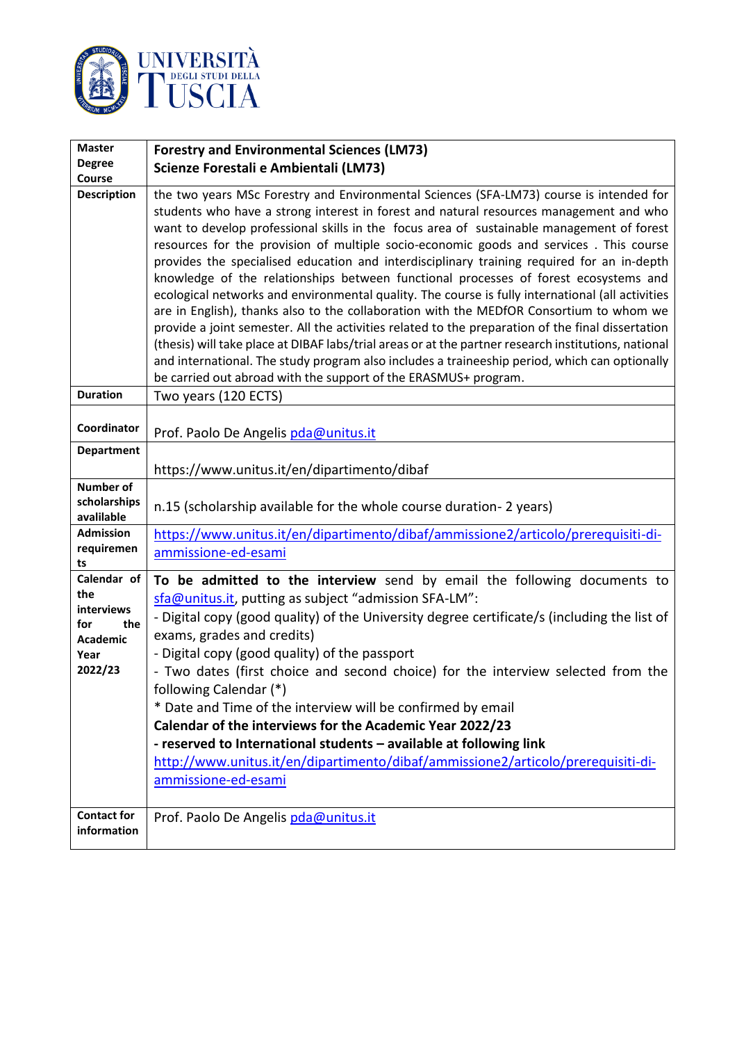UNIVERSITÀ DEGLI STUDI DELLA TUSCIA

| Master Degree Course | **Forestry and Environmental Sciences (LM73)**<br>**Scienze Forestali e Ambientali (LM73)** |
|---|---|
| **Description** | the two years MSc Forestry and Environmental Sciences (SFA-LM73) course is intended for students who have a strong interest in forest and natural resources management and who want to develop professional skills in the focus area of sustainable management of forest resources for the provision of multiple socio-economic goods and services . This course provides the specialised education and interdisciplinary training required for an in-depth knowledge of the relationships between functional processes of forest ecosystems and ecological networks and environmental quality. The course is fully international (all activities are in English), thanks also to the collaboration with the MEDfOR Consortium to whom we provide a joint semester. All the activities related to the preparation of the final dissertation (thesis) will take place at DIBAF labs/trial areas or at the partner research institutions, national and international. The study program also includes a traineeship period, which can optionally be carried out abroad with the support of the ERASMUS+ program. |
| **Duration** | Two years (120 ECTS) |
| **Coordinator** | Prof. Paolo De Angelis pda@unitus.it |
| **Department** | https://www.unitus.it/en/dipartimento/dibaf |
| **Number of scholarships availlable** | n.15 (scholarship available for the whole course duration- 2 years) |
| **Admission requirements** | https://www.unitus.it/en/dipartimento/dibaf/ammissione2/articolo/prerequisiti-di-ammissione-ed-esami |
| **Calendar of the interviews for the Academic Year 2022/23** | **To be admitted to the interview** send by email the following documents to sfa@unitus.it, putting as subject "admission SFA-LM":<br>- Digital copy (good quality) of the University degree certificate/s (including the list of exams, grades and credits)<br>- Digital copy (good quality) of the passport<br>- Two dates (first choice and second choice) for the interview selected from the following Calendar (*)<br>* Date and Time of the interview will be confirmed by email<br>**Calendar of the interviews for the Academic Year 2022/23**<br>**- reserved to International students – available at following link**<br>http://www.unitus.it/en/dipartimento/dibaf/ammissione2/articolo/prerequisiti-di-ammissione-ed-esami |
| **Contact for information** | Prof. Paolo De Angelis pda@unitus.it |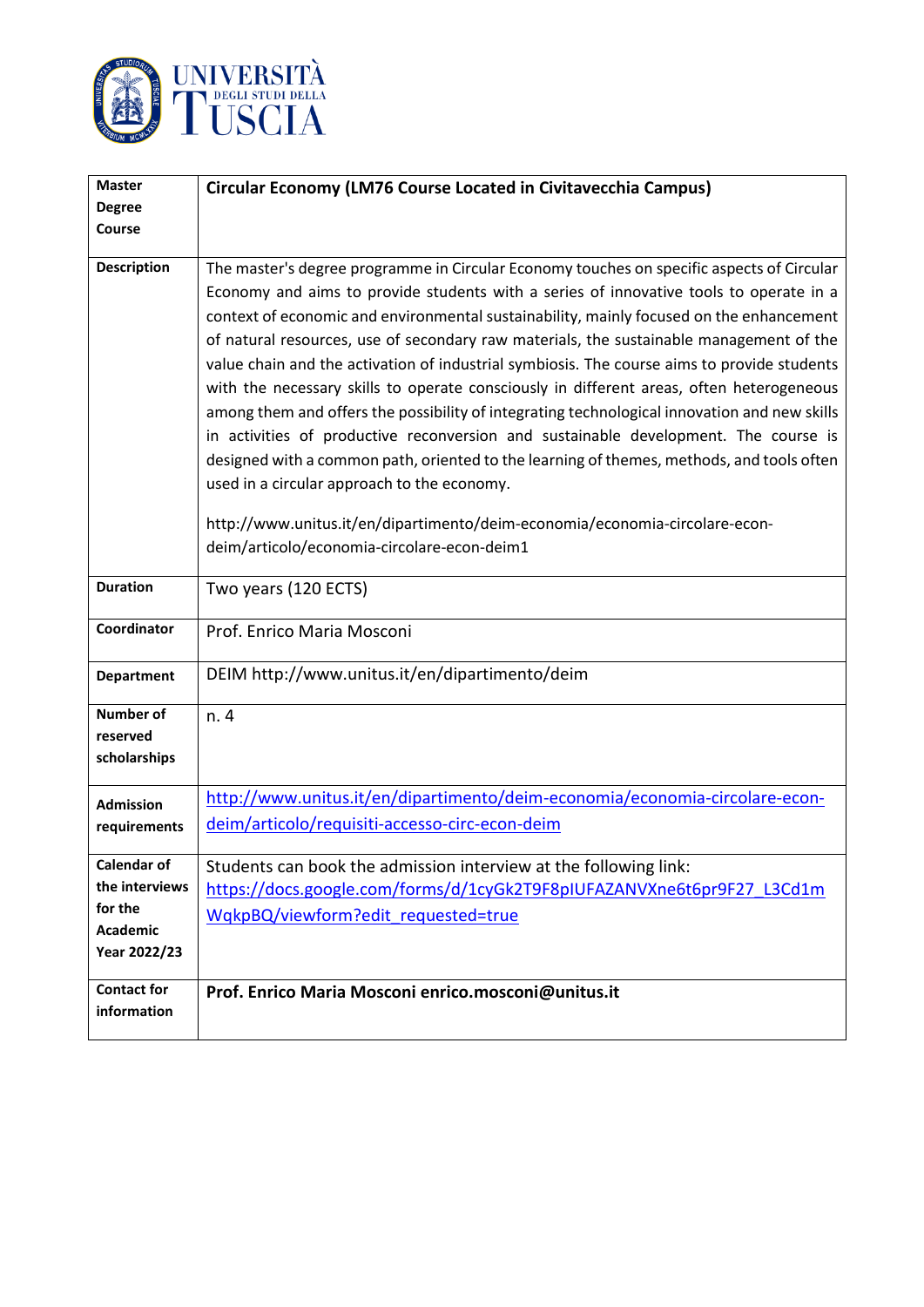| Master Degree Course | **Circular Economy (LM76 Course Located in Civitavecchia Campus)** |
|---|---|
| **Description** | The master's degree programme in Circular Economy touches on specific aspects of Circular Economy and aims to provide students with a series of innovative tools to operate in a context of economic and environmental sustainability, mainly focused on the enhancement of natural resources, use of secondary raw materials, the sustainable management of the value chain and the activation of industrial symbiosis. The course aims to provide students with the necessary skills to operate consciously in different areas, often heterogeneous among them and offers the possibility of integrating technological innovation and new skills in activities of productive reconversion and sustainable development. The course is designed with a common path, oriented to the learning of themes, methods, and tools often used in a circular approach to the economy.<br><br>http://www.unitus.it/en/dipartimento/deim-economia/economia-circolare-econ-deim/articolo/economia-circolare-econ-deim1 |
| **Duration** | Two years (120 ECTS) |
| **Coordinator** | Prof. Enrico Maria Mosconi |
| **Department** | DEIM http://www.unitus.it/en/dipartimento/deim |
| **Number of reserved scholarships** | n. 4 |
| **Admission requirements** | http://www.unitus.it/en/dipartimento/deim-economia/economia-circolare-econ-deim/articolo/requisiti-accesso-circ-econ-deim |
| **Calendar of the interviews for the Academic Year 2022/23** | Students can book the admission interview at the following link: https://docs.google.com/forms/d/1cyGk2T9F8plUFAZANVXne6t6pr9F27_L3Cd1mWqkpBQ/viewform?edit_requested=true |
| **Contact for information** | **Prof. Enrico Maria Mosconi enrico.mosconi@unitus.it** |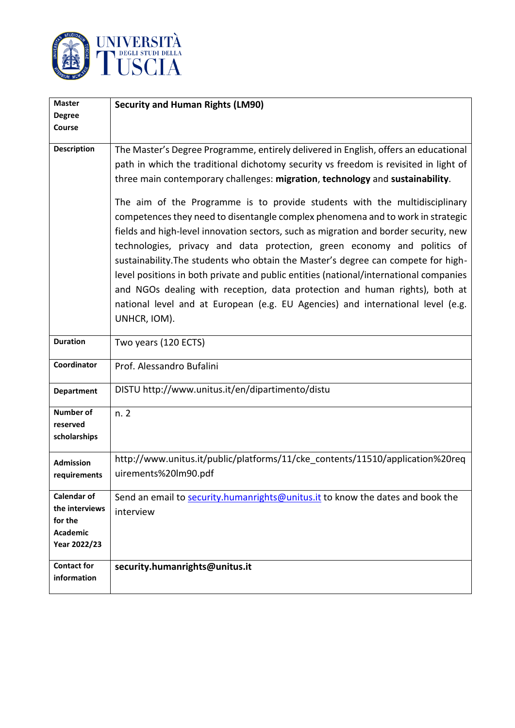| Master Degree Course | **Security and Human Rights (LM90)** |
|---|---|
| Description | The Master's Degree Programme, entirely delivered in English, offers an educational path in which the traditional dichotomy security vs freedom is revisited in light of three main contemporary challenges: **migration**, **technology** and **sustainability**.<br><br>The aim of the Programme is to provide students with the multidisciplinary competences they need to disentangle complex phenomena and to work in strategic fields and high-level innovation sectors, such as migration and border security, new technologies, privacy and data protection, green economy and politics of sustainability.The students who obtain the Master's degree can compete for high-level positions in both private and public entities (national/international companies and NGOs dealing with reception, data protection and human rights), both at national level and at European (e.g. EU Agencies) and international level (e.g. UNHCR, IOM). |
| Duration | Two years (120 ECTS) |
| Coordinator | Prof. Alessandro Bufalini |
| Department | DISTU http://www.unitus.it/en/dipartimento/distu |
| Number of reserved scholarships | n. 2 |
| Admission requirements | http://www.unitus.it/public/platforms/11/cke_contents/11510/application%20requirements%20lm90.pdf |
| Calendar of the interviews for the Academic Year 2022/23 | Send an email to security.humanrights@unitus.it to know the dates and book the interview |
| Contact for information | **security.humanrights@unitus.it** |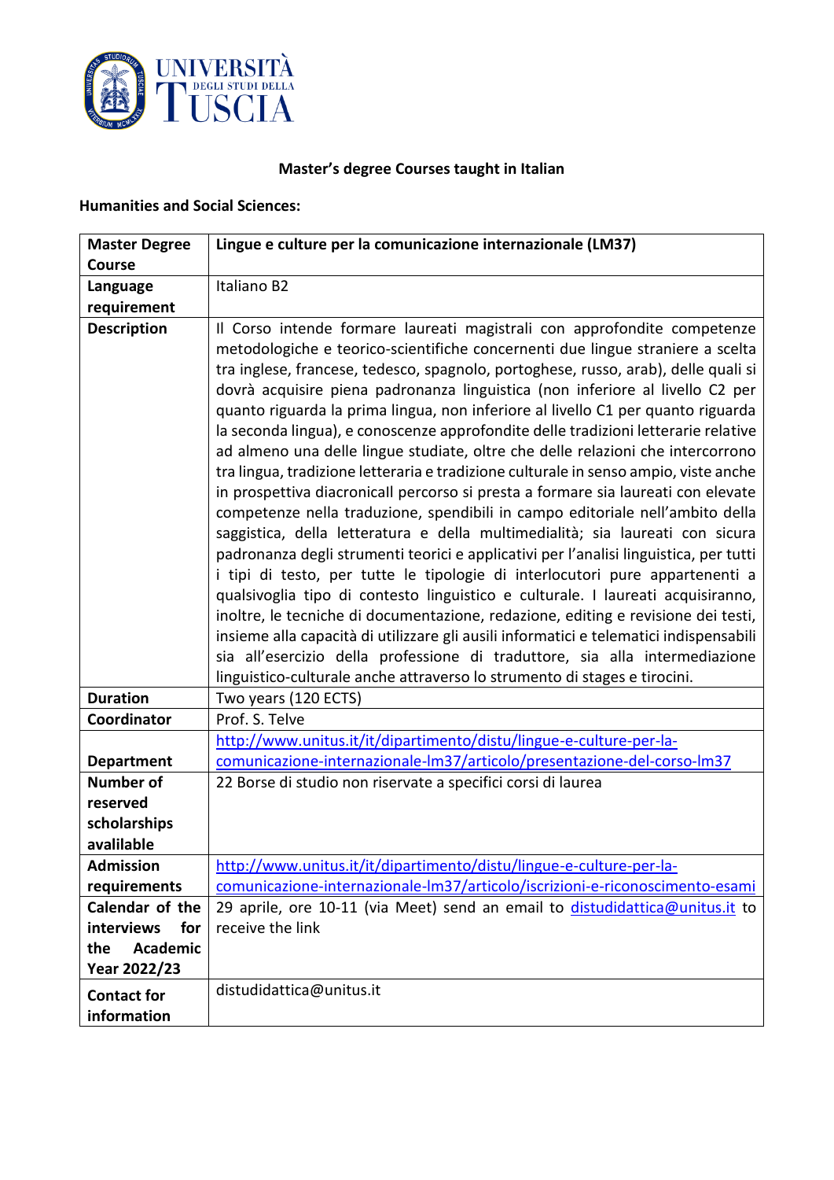### Master's degree Courses taught in Italian

**Humanities and Social Sciences:**

| **Master Degree Course** | **Lingue e culture per la comunicazione internazionale (LM37)** |
|---|---|
| **Language requirement** | Italiano B2 |
| **Description** | Il Corso intende formare laureati magistrali con approfondite competenze metodologiche e teorico-scientifiche concernenti due lingue straniere a scelta tra inglese, francese, tedesco, spagnolo, portoghese, russo, arab), delle quali si dovrà acquisire piena padronanza linguistica (non inferiore al livello C2 per quanto riguarda la prima lingua, non inferiore al livello C1 per quanto riguarda la seconda lingua), e conoscenze approfondite delle tradizioni letterarie relative ad almeno una delle lingue studiate, oltre che delle relazioni che intercorrono tra lingua, tradizione letteraria e tradizione culturale in senso ampio, viste anche in prospettiva diacronicall percorso si presta a formare sia laureati con elevate competenze nella traduzione, spendibili in campo editoriale nell'ambito della saggistica, della letteratura e della multimedialità; sia laureati con sicura padronanza degli strumenti teorici e applicativi per l'analisi linguistica, per tutti i tipi di testo, per tutte le tipologie di interlocutori pure appartenenti a qualsivoglia tipo di contesto linguistico e culturale. I laureati acquisiranno, inoltre, le tecniche di documentazione, redazione, editing e revisione dei testi, insieme alla capacità di utilizzare gli ausili informatici e telematici indispensabili sia all'esercizio della professione di traduttore, sia alla intermediazione linguistico-culturale anche attraverso lo strumento di stages e tirocini. |
| **Duration** | Two years (120 ECTS) |
| **Coordinator** | Prof. S. Telve |
| **Department** | http://www.unitus.it/it/dipartimento/distu/lingue-e-culture-per-la-comunicazione-internazionale-lm37/articolo/presentazione-del-corso-lm37 |
| **Number of reserved scholarships available** | 22 Borse di studio non riservate a specifici corsi di laurea |
| **Admission requirements** | http://www.unitus.it/it/dipartimento/distu/lingue-e-culture-per-la-comunicazione-internazionale-lm37/articolo/iscrizioni-e-riconoscimento-esami |
| **Calendar of the interviews for the Academic Year 2022/23** | 29 aprile, ore 10-11 (via Meet) send an email to distudidattica@unitus.it to receive the link |
| **Contact for information** | distudidattica@unitus.it |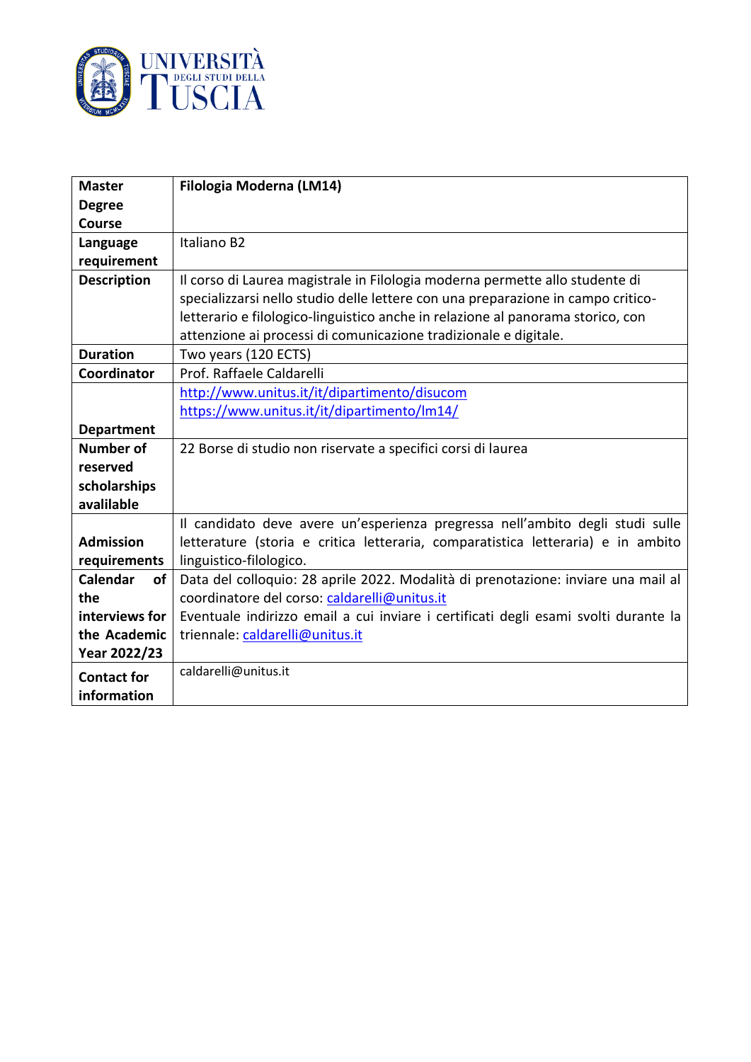| Master Degree Course | Filologia Moderna (LM14) |
|---|---|
| Language requirement | Italiano B2 |
| Description | Il corso di Laurea magistrale in Filologia moderna permette allo studente di specializzarsi nello studio delle lettere con una preparazione in campo critico-letterario e filologico-linguistico anche in relazione al panorama storico, con attenzione ai processi di comunicazione tradizionale e digitale. |
| Duration | Two years (120 ECTS) |
| Coordinator | Prof. Raffaele Caldarelli |
| Department | http://www.unitus.it/it/dipartimento/disucom https://www.unitus.it/it/dipartimento/lm14/ |
| Number of reserved scholarships avalilable | 22 Borse di studio non riservate a specifici corsi di laurea |
| Admission requirements | Il candidato deve avere un'esperienza pregressa nell'ambito degli studi sulle letterature (storia e critica letteraria, comparatistica letteraria) e in ambito linguistico-filologico. |
| Calendar of the interviews for the Academic Year 2022/23 | Data del colloquio: 28 aprile 2022. Modalità di prenotazione: inviare una mail al coordinatore del corso: caldarelli@unitus.it Eventuale indirizzo email a cui inviare i certificati degli esami svolti durante la triennale: caldarelli@unitus.it |
| Contact for information | caldarelli@unitus.it |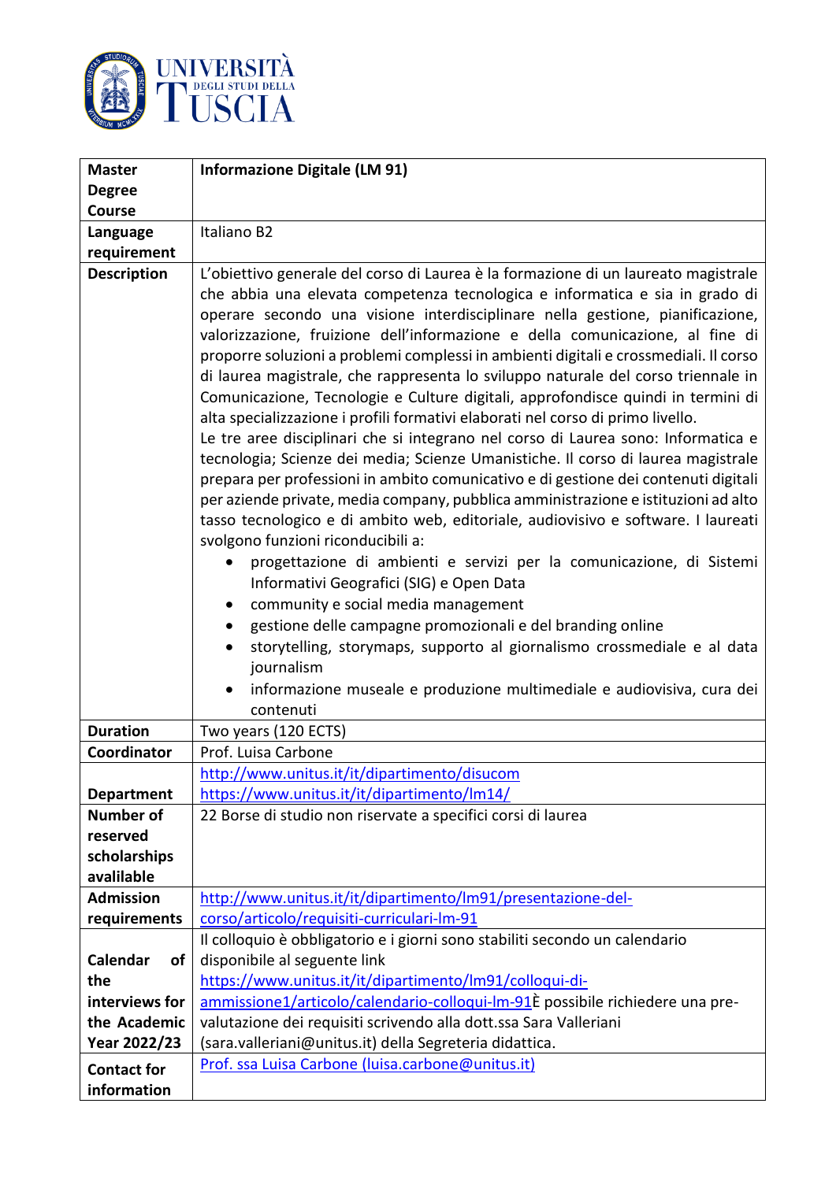| Master Degree Course | Informazione Digitale (LM 91) |
|---|---|
| Language requirement | Italiano B2 |
| Description | L'obiettivo generale del corso di Laurea è la formazione di un laureato magistrale che abbia una elevata competenza tecnologica e informatica e sia in grado di operare secondo una visione interdisciplinare nella gestione, pianificazione, valorizzazione, fruizione dell'informazione e della comunicazione, al fine di proporre soluzioni a problemi complessi in ambienti digitali e crossmediali. Il corso di laurea magistrale, che rappresenta lo sviluppo naturale del corso triennale in Comunicazione, Tecnologie e Culture digitali, approfondisce quindi in termini di alta specializzazione i profili formativi elaborati nel corso di primo livello.<br>Le tre aree disciplinari che si integrano nel corso di Laurea sono: Informatica e tecnologia; Scienze dei media; Scienze Umanistiche. Il corso di laurea magistrale prepara per professioni in ambito comunicativo e di gestione dei contenuti digitali per aziende private, media company, pubblica amministrazione e istituzioni ad alto tasso tecnologico e di ambito web, editoriale, audiovisivo e software. I laureati svolgono funzioni riconducibili a:<br>• progettazione di ambienti e servizi per la comunicazione, di Sistemi Informativi Geografici (SIG) e Open Data<br>• community e social media management<br>• gestione delle campagne promozionali e del branding online<br>• storytelling, storymaps, supporto al giornalismo crossmediale e al data journalism<br>• informazione museale e produzione multimediale e audiovisiva, cura dei contenuti |
| Duration | Two years (120 ECTS) |
| Coordinator | Prof. Luisa Carbone |
| Department | http://www.unitus.it/it/dipartimento/disucom<br>https://www.unitus.it/it/dipartimento/lm14/ |
| Number of reserved scholarships available | 22 Borse di studio non riservate a specifici corsi di laurea |
| Admission requirements | http://www.unitus.it/it/dipartimento/lm91/presentazione-del-corso/articolo/requisiti-curriculari-lm-91 |
| Calendar of the interviews for the Academic Year 2022/23 | Il colloquio è obbligatorio e i giorni sono stabiliti secondo un calendario disponibile al seguente link https://www.unitus.it/it/dipartimento/lm91/colloqui-di-ammissione1/articolo/calendario-colloqui-lm-91È possibile richiedere una pre-valutazione dei requisiti scrivendo alla dott.ssa Sara Valleriani (sara.valleriani@unitus.it) della Segreteria didattica. |
| Contact for information | Prof. ssa Luisa Carbone (luisa.carbone@unitus.it) |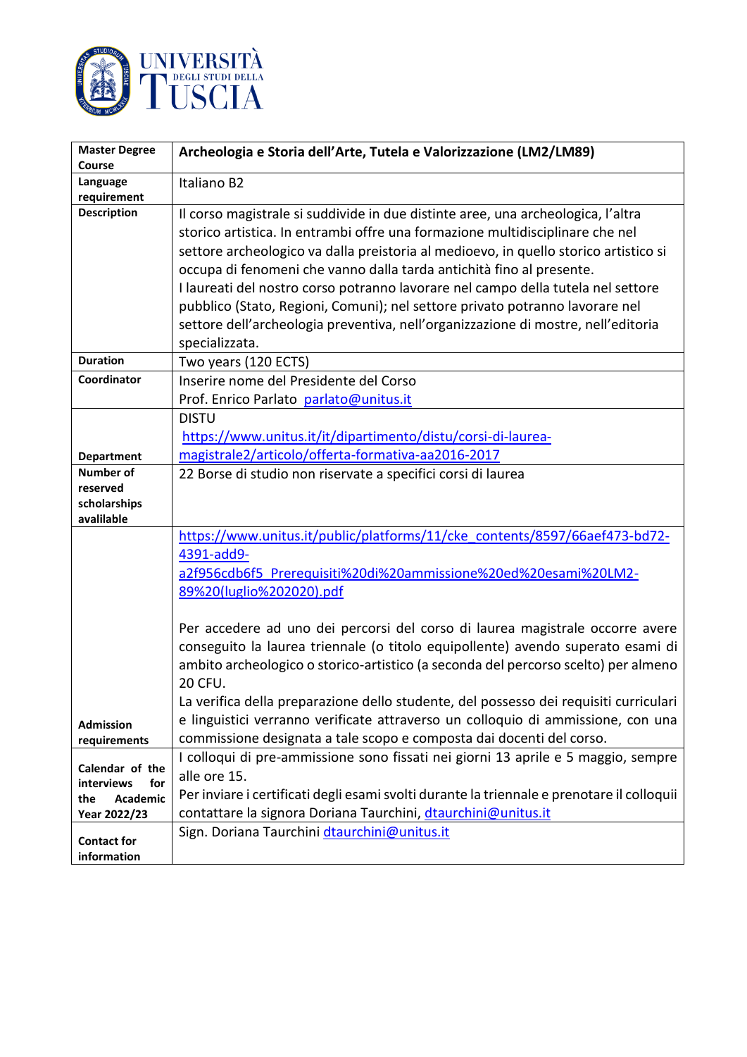| Master Degree Course | Archeologia e Storia dell'Arte, Tutela e Valorizzazione (LM2/LM89) |
|---|---|
| Language requirement | Italiano B2 |
| Description | Il corso magistrale si suddivide in due distinte aree, una archeologica, l'altra storico artistica. In entrambi offre una formazione multidisciplinare che nel settore archeologico va dalla preistoria al medioevo, in quello storico artistico si occupa di fenomeni che vanno dalla tarda antichità fino al presente.<br>I laureati del nostro corso potranno lavorare nel campo della tutela nel settore pubblico (Stato, Regioni, Comuni); nel settore privato potranno lavorare nel settore dell'archeologia preventiva, nell'organizzazione di mostre, nell'editoria specializzata. |
| Duration | Two years (120 ECTS) |
| Coordinator | Inserire nome del Presidente del Corso<br>Prof. Enrico Parlato parlato@unitus.it |
| Department | DISTU<br>https://www.unitus.it/it/dipartimento/distu/corsi-di-laurea-magistrale2/articolo/offerta-formativa-aa2016-2017 |
| Number of reserved scholarships avalilable | 22 Borse di studio non riservate a specifici corsi di laurea |
| Admission requirements | https://www.unitus.it/public/platforms/11/cke_contents/8597/66aef473-bd72-4391-add9-a2f956cdb6f5_Prerequisiti%20di%20ammissione%20ed%20esami%20LM2-89%20(luglio%202020).pdf<br><br>Per accedere ad uno dei percorsi del corso di laurea magistrale occorre avere conseguito la laurea triennale (o titolo equipollente) avendo superato esami di ambito archeologico o storico-artistico (a seconda del percorso scelto) per almeno 20 CFU.<br>La verifica della preparazione dello studente, del possesso dei requisiti curriculari e linguistici verranno verificate attraverso un colloquio di ammissione, con una commissione designata a tale scopo e composta dai docenti del corso. |
| Calendar of the interviews for the Academic Year 2022/23 | I colloqui di pre-ammissione sono fissati nei giorni 13 aprile e 5 maggio, sempre alle ore 15.<br>Per inviare i certificati degli esami svolti durante la triennale e prenotare il colloquii contattare la signora Doriana Taurchini, dtaurchini@unitus.it |
| Contact for information | Sign. Doriana Taurchini dtaurchini@unitus.it |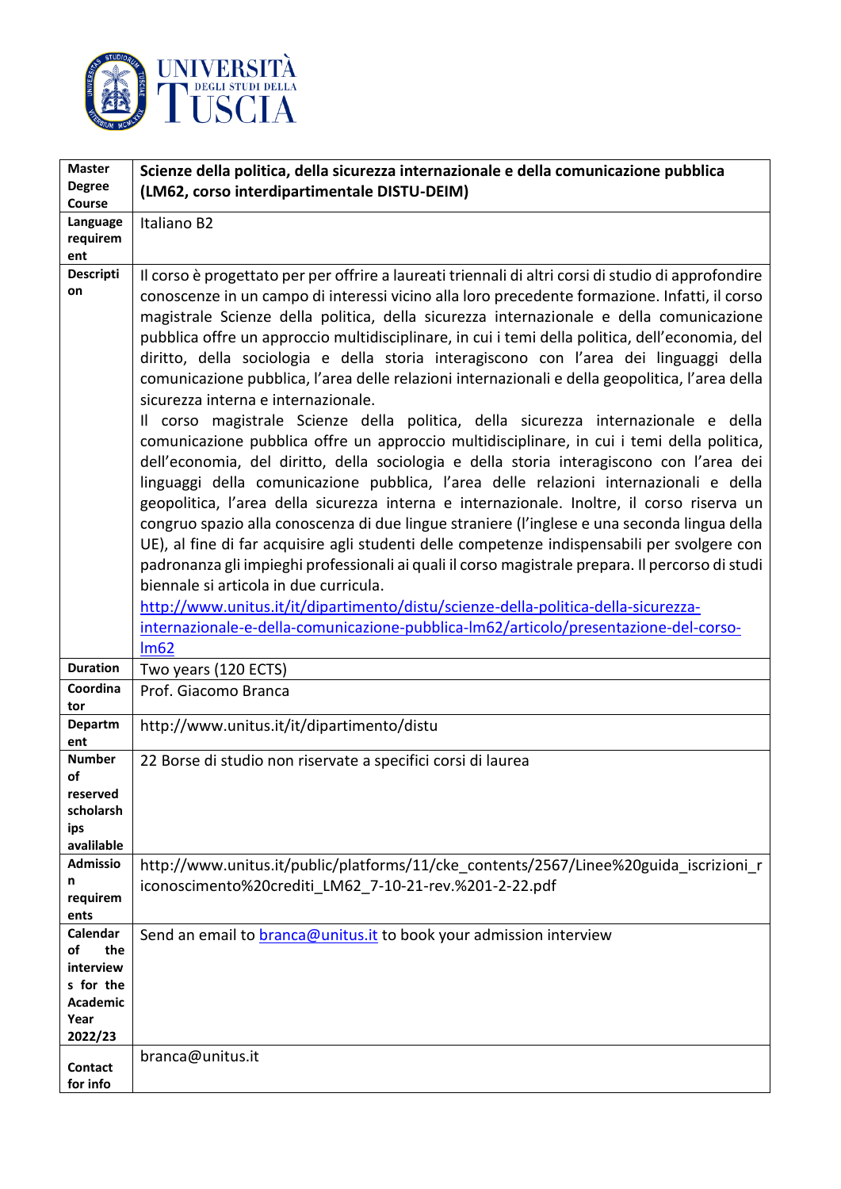| Master Degree Course | **Scienze della politica, della sicurezza internazionale e della comunicazione pubblica (LM62, corso interdipartimentale DISTU-DEIM)** |
|---|---|
| Language requirement | Italiano B2 |
| Description | Il corso è progettato per per offrire a laureati triennali di altri corsi di studio di approfondire conoscenze in un campo di interessi vicino alla loro precedente formazione. Infatti, il corso magistrale Scienze della politica, della sicurezza internazionale e della comunicazione pubblica offre un approccio multidisciplinare, in cui i temi della politica, dell'economia, del diritto, della sociologia e della storia interagiscono con l'area dei linguaggi della comunicazione pubblica, l'area delle relazioni internazionali e della geopolitica, l'area della sicurezza interna e internazionale.<br>Il corso magistrale Scienze della politica, della sicurezza internazionale e della comunicazione pubblica offre un approccio multidisciplinare, in cui i temi della politica, dell'economia, del diritto, della sociologia e della storia interagiscono con l'area dei linguaggi della comunicazione pubblica, l'area delle relazioni internazionali e della geopolitica, l'area della sicurezza interna e internazionale. Inoltre, il corso riserva un congruo spazio alla conoscenza di due lingue straniere (l'inglese e una seconda lingua della UE), al fine di far acquisire agli studenti delle competenze indispensabili per svolgere con padronanza gli impieghi professionali ai quali il corso magistrale prepara. Il percorso di studi biennale si articola in due curricula.<br>http://www.unitus.it/it/dipartimento/distu/scienze-della-politica-della-sicurezza-internazionale-e-della-comunicazione-pubblica-lm62/articolo/presentazione-del-corso-lm62 |
| Duration | Two years (120 ECTS) |
| Coordinator | Prof. Giacomo Branca |
| Department | http://www.unitus.it/it/dipartimento/distu |
| Number of reserved scholarships avalilable | 22 Borse di studio non riservate a specifici corsi di laurea |
| Admission requirements | http://www.unitus.it/public/platforms/11/cke_contents/2567/Linee%20guida_iscrizioni_riconoscimento%20crediti_LM62_7-10-21-rev.%201-2-22.pdf |
| Calendar of the interviews for the Academic Year 2022/23 | Send an email to branca@unitus.it to book your admission interview |
| Contact for info | branca@unitus.it |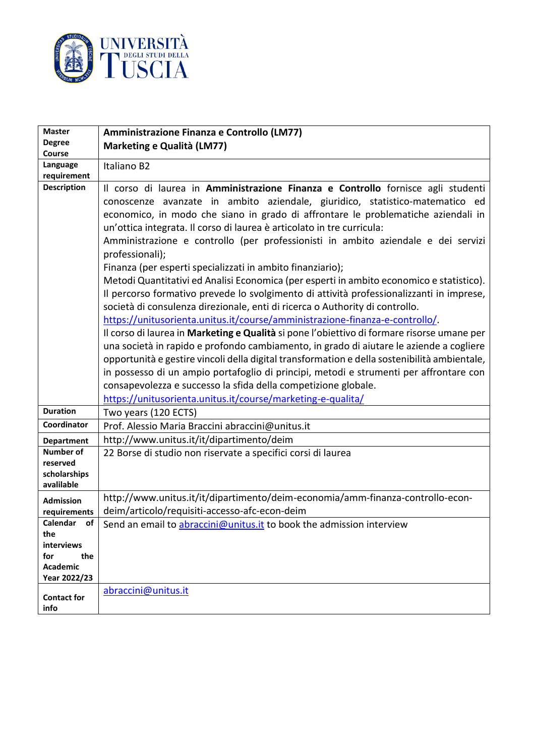| **Master Degree Course** | **Amministrazione Finanza e Controllo (LM77)**<br>**Marketing e Qualità (LM77)** |
|---|---|
| **Language requirement** | Italiano B2 |
| **Description** | Il corso di laurea in **Amministrazione Finanza e Controllo** fornisce agli studenti conoscenze avanzate in ambito aziendale, giuridico, statistico-matematico ed economico, in modo che siano in grado di affrontare le problematiche aziendali in un'ottica integrata. Il corso di laurea è articolato in tre curricula:<br>Amministrazione e controllo (per professionisti in ambito aziendale e dei servizi professionali);<br>Finanza (per esperti specializzati in ambito finanziario);<br>Metodi Quantitativi ed Analisi Economica (per esperti in ambito economico e statistico).<br>Il percorso formativo prevede lo svolgimento di attività professionalizzanti in imprese, società di consulenza direzionale, enti di ricerca o Authority di controllo.<br>https://unitusorienta.unitus.it/course/amministrazione-finanza-e-controllo/.<br>Il corso di laurea in **Marketing e Qualità** si pone l'obiettivo di formare risorse umane per una società in rapido e profondo cambiamento, in grado di aiutare le aziende a cogliere opportunità e gestire vincoli della digital transformation e della sostenibilità ambientale, in possesso di un ampio portafoglio di principi, metodi e strumenti per affrontare con consapevolezza e successo la sfida della competizione globale.<br>https://unitusorienta.unitus.it/course/marketing-e-qualita/ |
| **Duration** | Two years (120 ECTS) |
| **Coordinator** | Prof. Alessio Maria Braccini abraccini@unitus.it |
| **Department** | http://www.unitus.it/it/dipartimento/deim |
| **Number of reserved scholarships avalilable** | 22 Borse di studio non riservate a specifici corsi di laurea |
| **Admission requirements** | http://www.unitus.it/it/dipartimento/deim-economia/amm-finanza-controllo-econ-deim/articolo/requisiti-accesso-afc-econ-deim |
| **Calendar of the interviews for the Academic Year 2022/23** | Send an email to abraccini@unitus.it to book the admission interview |
| **Contact for info** | abraccini@unitus.it |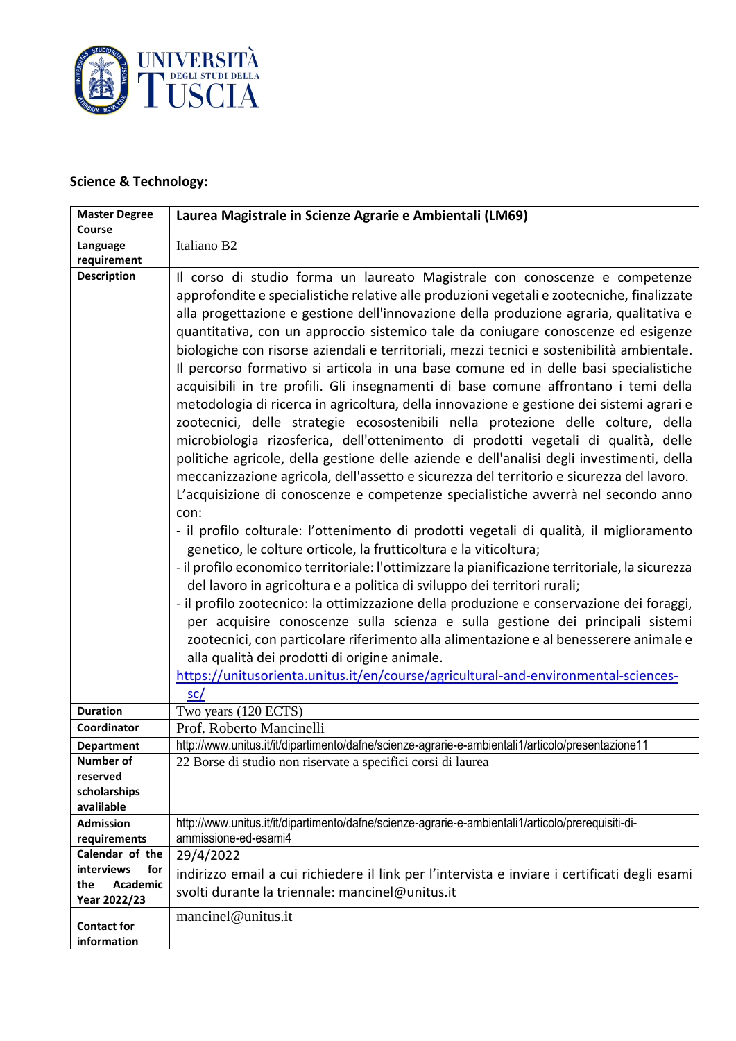**Science & Technology:**

| Master Degree Course | Laurea Magistrale in Scienze Agrarie e Ambientali (LM69) |
|---|---|
| Language requirement | Italiano B2 |
| Description | Il corso di studio forma un laureato Magistrale con conoscenze e competenze approfondite e specialistiche relative alle produzioni vegetali e zootecniche, finalizzate alla progettazione e gestione dell'innovazione della produzione agraria, qualitativa e quantitativa, con un approccio sistemico tale da coniugare conoscenze ed esigenze biologiche con risorse aziendali e territoriali, mezzi tecnici e sostenibilità ambientale. Il percorso formativo si articola in una base comune ed in delle basi specialistiche acquisibili in tre profili. Gli insegnamenti di base comune affrontano i temi della metodologia di ricerca in agricoltura, della innovazione e gestione dei sistemi agrari e zootecnici, delle strategie ecosostenibili nella protezione delle colture, della microbiologia rizosferica, dell'ottenimento di prodotti vegetali di qualità, delle politiche agricole, della gestione delle aziende e dell'analisi degli investimenti, della meccanizzazione agricola, dell'assetto e sicurezza del territorio e sicurezza del lavoro. L'acquisizione di conoscenze e competenze specialistiche avverrà nel secondo anno con:<br>- il profilo colturale: l'ottenimento di prodotti vegetali di qualità, il miglioramento genetico, le colture orticole, la frutticoltura e la viticoltura;<br>- il profilo economico territoriale: l'ottimizzare la pianificazione territoriale, la sicurezza del lavoro in agricoltura e a politica di sviluppo dei territori rurali;<br>- il profilo zootecnico: la ottimizzazione della produzione e conservazione dei foraggi, per acquisire conoscenze sulla scienza e sulla gestione dei principali sistemi zootecnici, con particolare riferimento alla alimentazione e al benesserere animale e alla qualità dei prodotti di origine animale.<br>https://unitusorienta.unitus.it/en/course/agricultural-and-environmental-sciences-sc/ |
| Duration | Two years (120 ECTS) |
| Coordinator | Prof. Roberto Mancinelli |
| Department | http://www.unitus.it/it/dipartimento/dafne/scienze-agrarie-e-ambientali1/articolo/presentazione11 |
| Number of reserved scholarships avalilable | 22 Borse di studio non riservate a specifici corsi di laurea |
| Admission requirements | http://www.unitus.it/it/dipartimento/dafne/scienze-agrarie-e-ambientali1/articolo/prerequisiti-di-ammissione-ed-esami4 |
| Calendar of the interviews for the Academic Year 2022/23 | 29/4/2022<br>indirizzo email a cui richiedere il link per l'intervista e inviare i certificati degli esami svolti durante la triennale: mancinel@unitus.it |
| Contact for information | mancinel@unitus.it |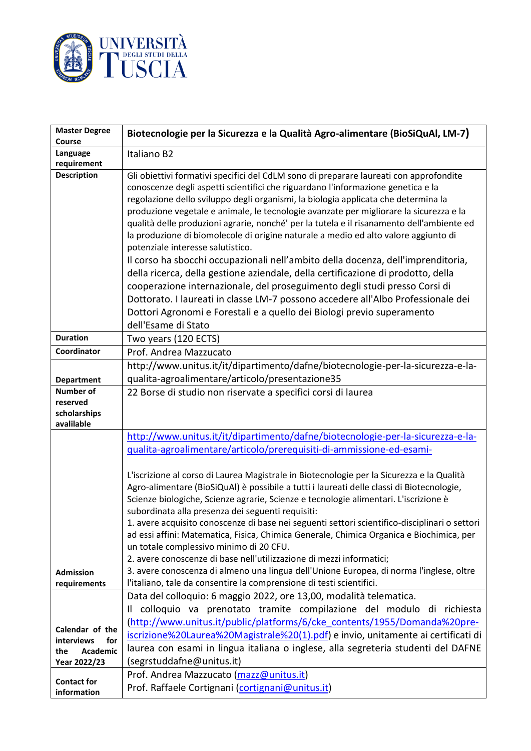| Master Degree Course | Biotecnologie per la Sicurezza e la Qualità Agro-alimentare (BioSiQuAl, LM-7) |
|---|---|
| Language requirement | Italiano B2 |
| Description | Gli obiettivi formativi specifici del CdLM sono di preparare laureati con approfondite conoscenze degli aspetti scientifici che riguardano l'informazione genetica e la regolazione dello sviluppo degli organismi, la biologia applicata che determina la produzione vegetale e animale, le tecnologie avanzate per migliorare la sicurezza e la qualità delle produzioni agrarie, nonché' per la tutela e il risanamento dell'ambiente ed la produzione di biomolecole di origine naturale a medio ed alto valore aggiunto di potenziale interesse salutistico.<br>Il corso ha sbocchi occupazionali nell'ambito della docenza, dell'imprenditoria, della ricerca, della gestione aziendale, della certificazione di prodotto, della cooperazione internazionale, del proseguimento degli studi presso Corsi di Dottorato. I laureati in classe LM-7 possono accedere all'Albo Professionale dei Dottori Agronomi e Forestali e a quello dei Biologi previo superamento dell'Esame di Stato |
| Duration | Two years (120 ECTS) |
| Coordinator | Prof. Andrea Mazzucato |
| Department | http://www.unitus.it/it/dipartimento/dafne/biotecnologie-per-la-sicurezza-e-la-qualita-agroalimentare/articolo/presentazione35 |
| Number of reserved scholarships avalilable | 22 Borse di studio non riservate a specifici corsi di laurea |
| Admission requirements | http://www.unitus.it/it/dipartimento/dafne/biotecnologie-per-la-sicurezza-e-la-qualita-agroalimentare/articolo/prerequisiti-di-ammissione-ed-esami-<br><br>L'iscrizione al corso di Laurea Magistrale in Biotecnologie per la Sicurezza e la Qualità Agro-alimentare (BioSiQuAl) è possibile a tutti i laureati delle classi di Biotecnologie, Scienze biologiche, Scienze agrarie, Scienze e tecnologie alimentari. L'iscrizione è subordinata alla presenza dei seguenti requisiti:<br>1. avere acquisito conoscenze di base nei seguenti settori scientifico-disciplinari o settori ad essi affini: Matematica, Fisica, Chimica Generale, Chimica Organica e Biochimica, per un totale complessivo minimo di 20 CFU.<br>2. avere conoscenze di base nell'utilizzazione di mezzi informatici;<br>3. avere conoscenza di almeno una lingua dell'Unione Europea, di norma l'inglese, oltre l'italiano, tale da consentire la comprensione di testi scientifici. |
| Calendar of the interviews for the Academic Year 2022/23 | Data del colloquio: 6 maggio 2022, ore 13,00, modalità telematica.<br>Il colloquio va prenotato tramite compilazione del modulo di richiesta (http://www.unitus.it/public/platforms/6/cke_contents/1955/Domanda%20pre-iscrizione%20Laurea%20Magistrale%20(1).pdf) e invio, unitamente ai certificati di laurea con esami in lingua italiana o inglese, alla segreteria studenti del DAFNE (segrstuddafne@unitus.it) |
| Contact for information | Prof. Andrea Mazzucato (mazz@unitus.it)<br>Prof. Raffaele Cortignani (cortignani@unitus.it) |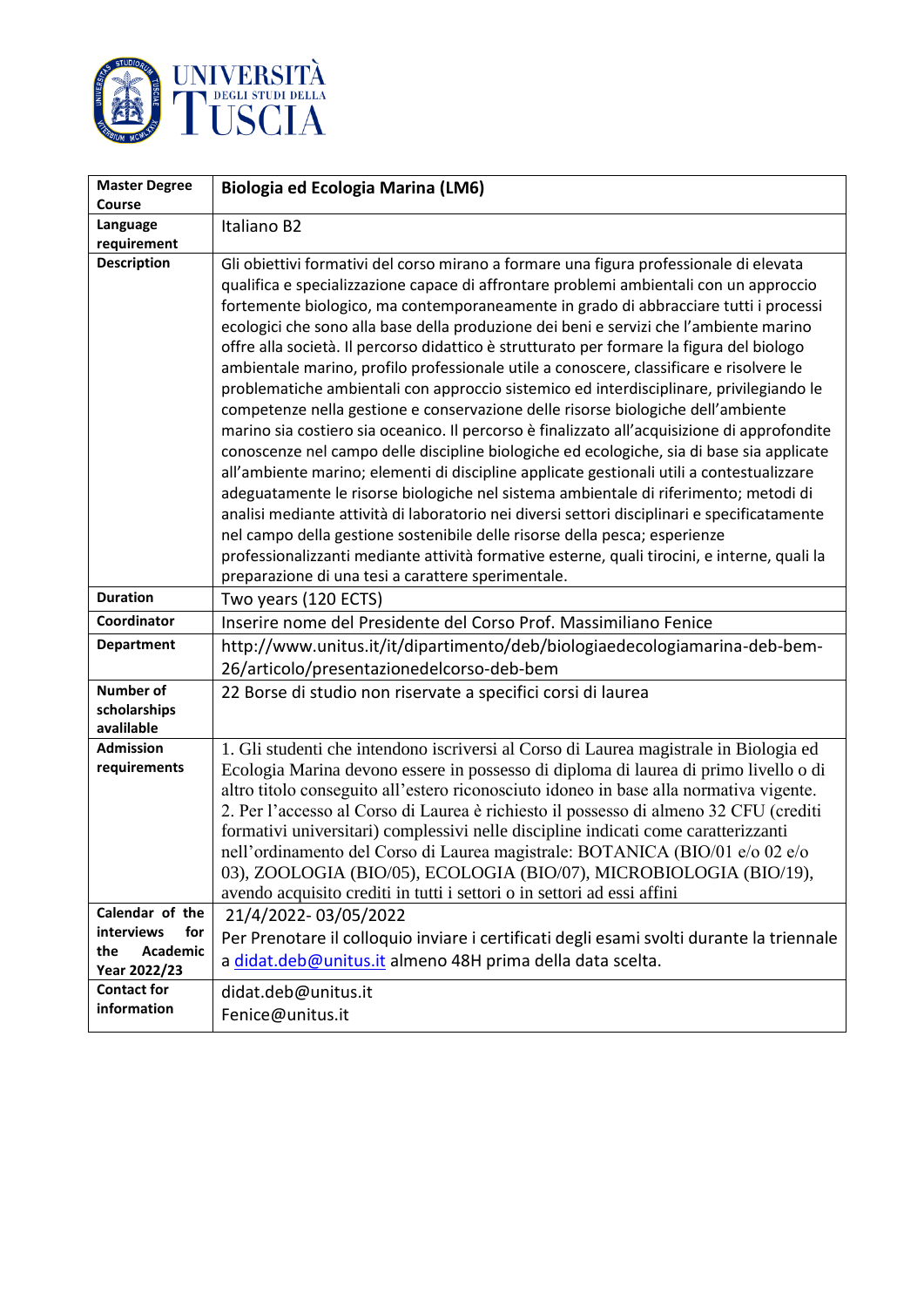UNIVERSITÀ DEGLI STUDI DELLA TUSCIA

| Master Degree Course | **Biologia ed Ecologia Marina (LM6)** |
|---|---|
| Language requirement | Italiano B2 |
| Description | Gli obiettivi formativi del corso mirano a formare una figura professionale di elevata qualifica e specializzazione capace di affrontare problemi ambientali con un approccio fortemente biologico, ma contemporaneamente in grado di abbracciare tutti i processi ecologici che sono alla base della produzione dei beni e servizi che l'ambiente marino offre alla società. Il percorso didattico è strutturato per formare la figura del biologo ambientale marino, profilo professionale utile a conoscere, classificare e risolvere le problematiche ambientali con approccio sistemico ed interdisciplinare, privilegiando le competenze nella gestione e conservazione delle risorse biologiche dell'ambiente marino sia costiero sia oceanico. Il percorso è finalizzato all'acquisizione di approfondite conoscenze nel campo delle discipline biologiche ed ecologiche, sia di base sia applicate all'ambiente marino; elementi di discipline applicate gestionali utili a contestualizzare adeguatamente le risorse biologiche nel sistema ambientale di riferimento; metodi di analisi mediante attività di laboratorio nei diversi settori disciplinari e specificatamente nel campo della gestione sostenibile delle risorse della pesca; esperienze professionalizzanti mediante attività formative esterne, quali tirocini, e interne, quali la preparazione di una tesi a carattere sperimentale. |
| Duration | Two years (120 ECTS) |
| Coordinator | Inserire nome del Presidente del Corso Prof. Massimiliano Fenice |
| Department | http://www.unitus.it/it/dipartimento/deb/biologiaedecologiamarina-deb-bem-26/articolo/presentazionedelcorso-deb-bem |
| Number of scholarships avalilable | 22 Borse di studio non riservate a specifici corsi di laurea |
| Admission requirements | 1. Gli studenti che intendono iscriversi al Corso di Laurea magistrale in Biologia ed Ecologia Marina devono essere in possesso di diploma di laurea di primo livello o di altro titolo conseguito all'estero riconosciuto idoneo in base alla normativa vigente. 2. Per l'accesso al Corso di Laurea è richiesto il possesso di almeno 32 CFU (crediti formativi universitari) complessivi nelle discipline indicati come caratterizzanti nell'ordinamento del Corso di Laurea magistrale: BOTANICA (BIO/01 e/o 02 e/o 03), ZOOLOGIA (BIO/05), ECOLOGIA (BIO/07), MICROBIOLOGIA (BIO/19), avendo acquisito crediti in tutti i settori o in settori ad essi affini |
| Calendar of the interviews for the Academic Year 2022/23 | 21/4/2022- 03/05/2022<br>Per Prenotare il colloquio inviare i certificati degli esami svolti durante la triennale a didat.deb@unitus.it almeno 48H prima della data scelta. |
| Contact for information | didat.deb@unitus.it<br>Fenice@unitus.it |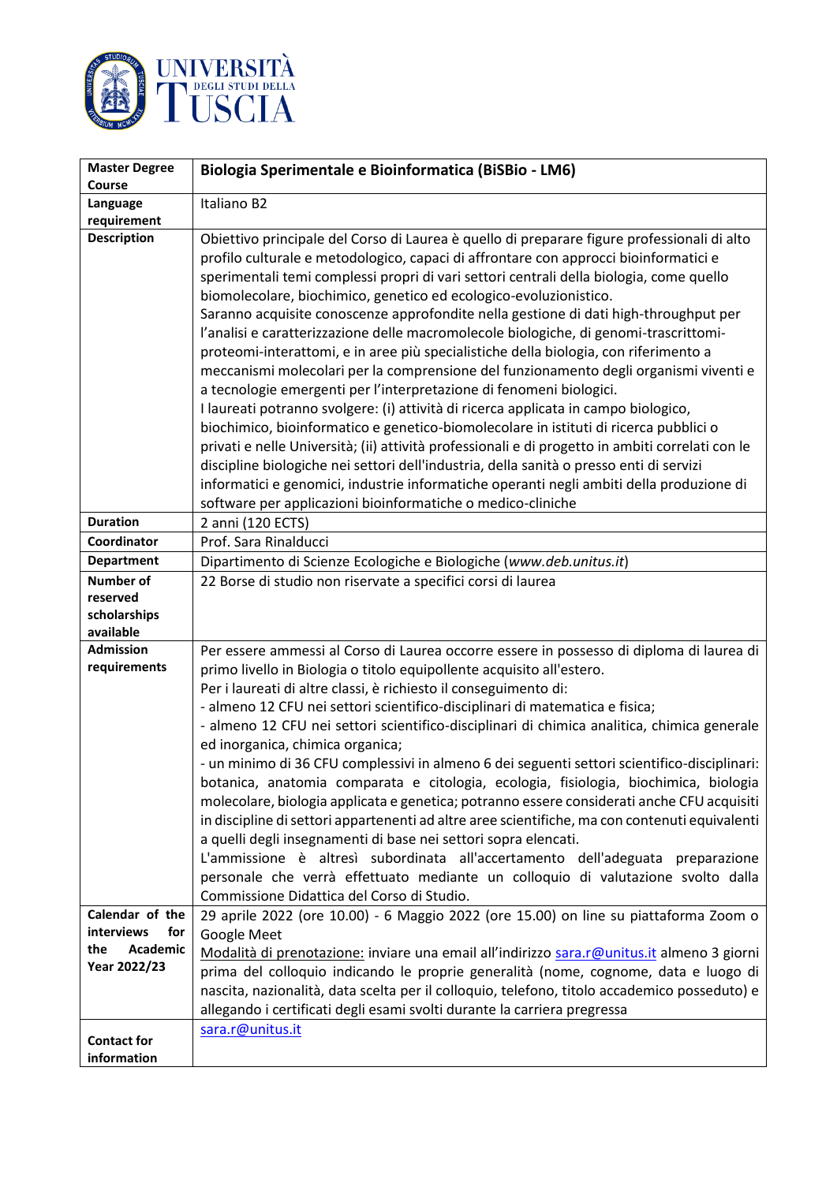| Master Degree Course | Biologia Sperimentale e Bioinformatica (BiSBio - LM6) |
|---|---|
| Language requirement | Italiano B2 |
| Description | Obiettivo principale del Corso di Laurea è quello di preparare figure professionali di alto profilo culturale e metodologico, capaci di affrontare con approcci bioinformatici e sperimentali temi complessi propri di vari settori centrali della biologia, come quello biomolecolare, biochimico, genetico ed ecologico-evoluzionistico.<br>Saranno acquisite conoscenze approfondite nella gestione di dati high-throughput per l'analisi e caratterizzazione delle macromolecole biologiche, di genomi-trascrittomi-proteomi-interattomi, e in aree più specialistiche della biologia, con riferimento a meccanismi molecolari per la comprensione del funzionamento degli organismi viventi e a tecnologie emergenti per l'interpretazione di fenomeni biologici.<br>I laureati potranno svolgere: (i) attività di ricerca applicata in campo biologico, biochimico, bioinformatico e genetico-biomolecolare in istituti di ricerca pubblici o privati e nelle Università; (ii) attività professionali e di progetto in ambiti correlati con le discipline biologiche nei settori dell'industria, della sanità o presso enti di servizi informatici e genomici, industrie informatiche operanti negli ambiti della produzione di software per applicazioni bioinformatiche o medico-cliniche |
| Duration | 2 anni (120 ECTS) |
| Coordinator | Prof. Sara Rinalducci |
| Department | Dipartimento di Scienze Ecologiche e Biologiche (*www.deb.unitus.it*) |
| Number of reserved scholarships available | 22 Borse di studio non riservate a specifici corsi di laurea |
| Admission requirements | Per essere ammessi al Corso di Laurea occorre essere in possesso di diploma di laurea di primo livello in Biologia o titolo equipollente acquisito all'estero.<br>Per i laureati di altre classi, è richiesto il conseguimento di:<br>- almeno 12 CFU nei settori scientifico-disciplinari di matematica e fisica;<br>- almeno 12 CFU nei settori scientifico-disciplinari di chimica analitica, chimica generale ed inorganica, chimica organica;<br>- un minimo di 36 CFU complessivi in almeno 6 dei seguenti settori scientifico-disciplinari: botanica, anatomia comparata e citologia, ecologia, fisiologia, biochimica, biologia molecolare, biologia applicata e genetica; potranno essere considerati anche CFU acquisiti in discipline di settori appartenenti ad altre aree scientifiche, ma con contenuti equivalenti a quelli degli insegnamenti di base nei settori sopra elencati.<br>L'ammissione è altresì subordinata all'accertamento dell'adeguata preparazione personale che verrà effettuato mediante un colloquio di valutazione svolto dalla Commissione Didattica del Corso di Studio. |
| Calendar of the interviews for the Academic Year 2022/23 | 29 aprile 2022 (ore 10.00) - 6 Maggio 2022 (ore 15.00) on line su piattaforma Zoom o Google Meet<br>Modalità di prenotazione: inviare una email all'indirizzo sara.r@unitus.it almeno 3 giorni prima del colloquio indicando le proprie generalità (nome, cognome, data e luogo di nascita, nazionalità, data scelta per il colloquio, telefono, titolo accademico posseduto) e allegando i certificati degli esami svolti durante la carriera pregressa |
| Contact for information | sara.r@unitus.it |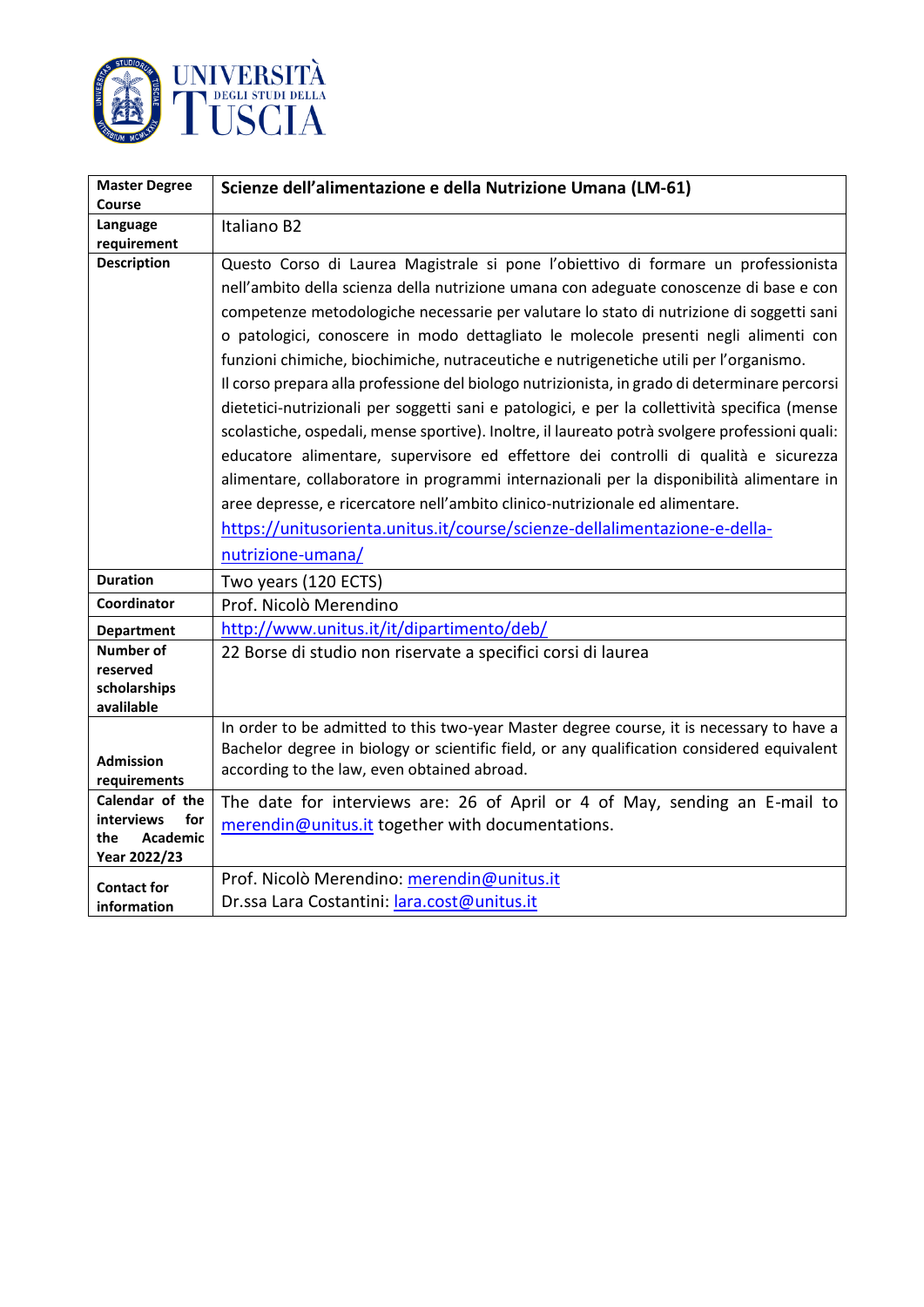| Master Degree Course | **Scienze dell'alimentazione e della Nutrizione Umana (LM-61)** |
|---|---|
| Language requirement | Italiano B2 |
| Description | Questo Corso di Laurea Magistrale si pone l'obiettivo di formare un professionista nell'ambito della scienza della nutrizione umana con adeguate conoscenze di base e con competenze metodologiche necessarie per valutare lo stato di nutrizione di soggetti sani o patologici, conoscere in modo dettagliato le molecole presenti negli alimenti con funzioni chimiche, biochimiche, nutraceutiche e nutrigenetiche utili per l'organismo.<br>Il corso prepara alla professione del biologo nutrizionista, in grado di determinare percorsi dietetici-nutrizionali per soggetti sani e patologici, e per la collettività specifica (mense scolastiche, ospedali, mense sportive). Inoltre, il laureato potrà svolgere professioni quali: educatore alimentare, supervisore ed effettore dei controlli di qualità e sicurezza alimentare, collaboratore in programmi internazionali per la disponibilità alimentare in aree depresse, e ricercatore nell'ambito clinico-nutrizionale ed alimentare.<br>https://unitusorienta.unitus.it/course/scienze-dellalimentazione-e-della-nutrizione-umana/ |
| Duration | Two years (120 ECTS) |
| Coordinator | Prof. Nicolò Merendino |
| Department | http://www.unitus.it/it/dipartimento/deb/ |
| Number of reserved scholarships avalilable | 22 Borse di studio non riservate a specifici corsi di laurea |
| Admission requirements | In order to be admitted to this two-year Master degree course, it is necessary to have a Bachelor degree in biology or scientific field, or any qualification considered equivalent according to the law, even obtained abroad. |
| Calendar of the interviews for the Academic Year 2022/23 | The date for interviews are: 26 of April or 4 of May, sending an E-mail to merendin@unitus.it together with documentations. |
| Contact for information | Prof. Nicolò Merendino: merendin@unitus.it<br>Dr.ssa Lara Costantini: lara.cost@unitus.it |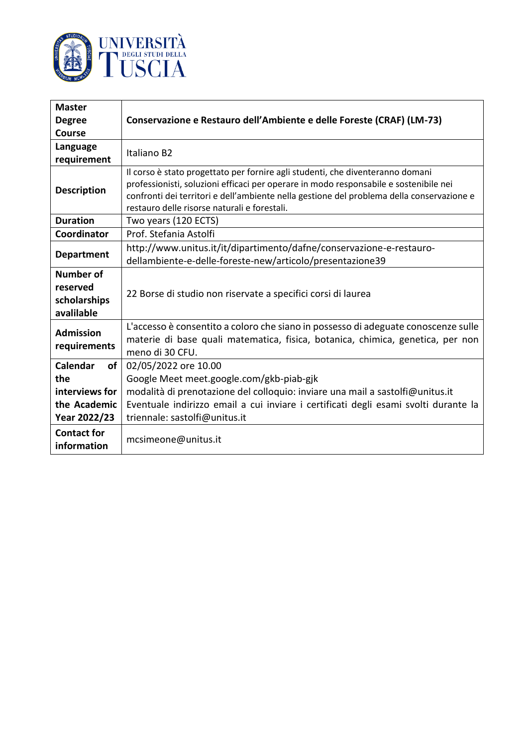| Master Degree Course | Conservazione e Restauro dell'Ambiente e delle Foreste (CRAF) (LM-73) |
|---|---|
| Language requirement | Italiano B2 |
| Description | Il corso è stato progettato per fornire agli studenti, che diventeranno domani professionisti, soluzioni efficaci per operare in modo responsabile e sostenibile nei confronti dei territori e dell'ambiente nella gestione del problema della conservazione e restauro delle risorse naturali e forestali. |
| Duration | Two years (120 ECTS) |
| Coordinator | Prof. Stefania Astolfi |
| Department | http://www.unitus.it/it/dipartimento/dafne/conservazione-e-restauro-dellambiente-e-delle-foreste-new/articolo/presentazione39 |
| Number of reserved scholarships avalilable | 22 Borse di studio non riservate a specifici corsi di laurea |
| Admission requirements | L'accesso è consentito a coloro che siano in possesso di adeguate conoscenze sulle materie di base quali matematica, fisica, botanica, chimica, genetica, per non meno di 30 CFU. |
| Calendar of the interviews for the Academic Year 2022/23 | 02/05/2022 ore 10.00<br>Google Meet meet.google.com/gkb-piab-gjk<br>modalità di prenotazione del colloquio: inviare una mail a sastolfi@unitus.it<br>Eventuale indirizzo email a cui inviare i certificati degli esami svolti durante la triennale: sastolfi@unitus.it |
| Contact for information | mcsimeone@unitus.it |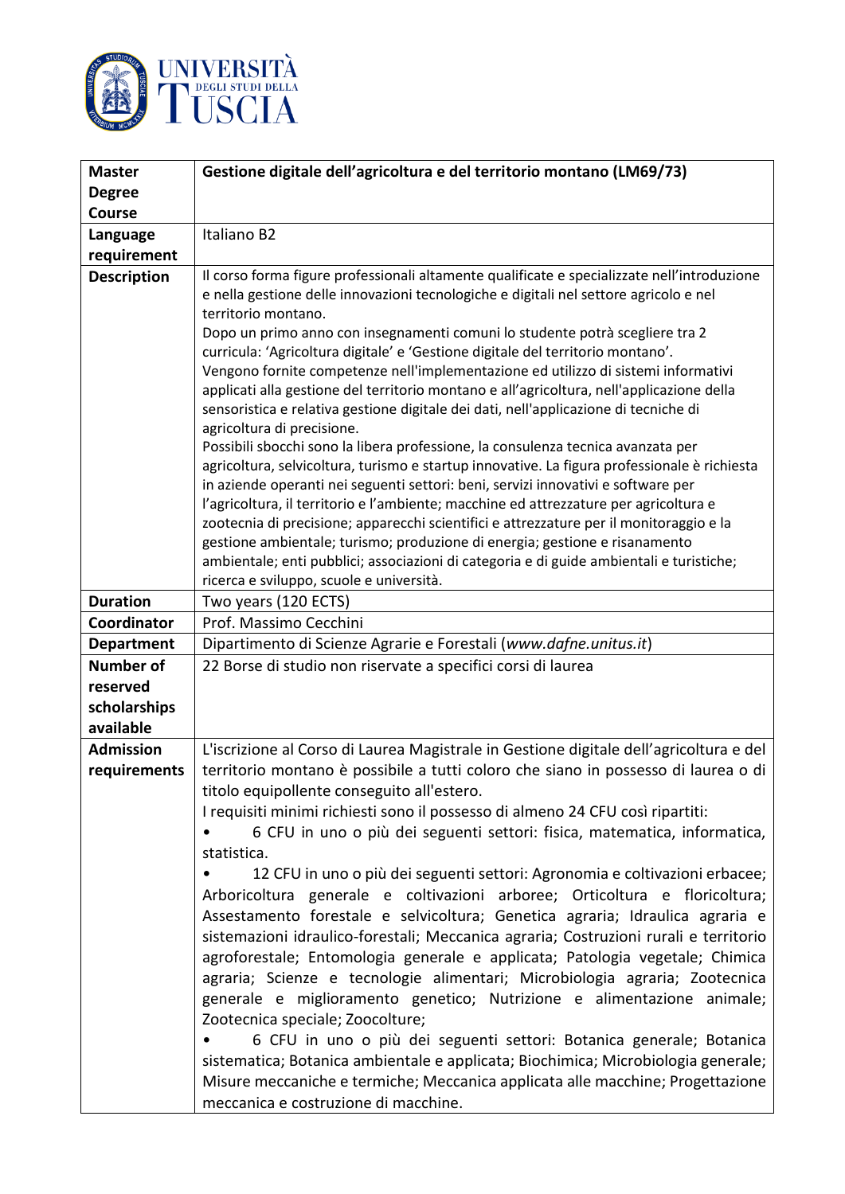| Master Degree Course | Gestione digitale dell'agricoltura e del territorio montano (LM69/73) |
|---|---|
| Language requirement | Italiano B2 |
| Description | Il corso forma figure professionali altamente qualificate e specializzate nell'introduzione e nella gestione delle innovazioni tecnologiche e digitali nel settore agricolo e nel territorio montano.<br>Dopo un primo anno con insegnamenti comuni lo studente potrà scegliere tra 2 curricula: 'Agricoltura digitale' e 'Gestione digitale del territorio montano'.<br>Vengono fornite competenze nell'implementazione ed utilizzo di sistemi informativi applicati alla gestione del territorio montano e all'agricoltura, nell'applicazione della sensoristica e relativa gestione digitale dei dati, nell'applicazione di tecniche di agricoltura di precisione.<br>Possibili sbocchi sono la libera professione, la consulenza tecnica avanzata per agricoltura, selvicoltura, turismo e startup innovative. La figura professionale è richiesta in aziende operanti nei seguenti settori: beni, servizi innovativi e software per l'agricoltura, il territorio e l'ambiente; macchine ed attrezzature per agricoltura e zootecnia di precisione; apparecchi scientifici e attrezzature per il monitoraggio e la gestione ambientale; turismo; produzione di energia; gestione e risanamento ambientale; enti pubblici; associazioni di categoria e di guide ambientali e turistiche; ricerca e sviluppo, scuole e università. |
| Duration | Two years (120 ECTS) |
| Coordinator | Prof. Massimo Cecchini |
| Department | Dipartimento di Scienze Agrarie e Forestali (*www.dafne.unitus.it*) |
| Number of reserved scholarships available | 22 Borse di studio non riservate a specifici corsi di laurea |
| Admission requirements | L'iscrizione al Corso di Laurea Magistrale in Gestione digitale dell'agricoltura e del territorio montano è possibile a tutti coloro che siano in possesso di laurea o di titolo equipollente conseguito all'estero.<br>I requisiti minimi richiesti sono il possesso di almeno 24 CFU così ripartiti:<br>• 6 CFU in uno o più dei seguenti settori: fisica, matematica, informatica, statistica.<br>• 12 CFU in uno o più dei seguenti settori: Agronomia e coltivazioni erbacee; Arboricoltura generale e coltivazioni arboree; Orticoltura e floricoltura; Assestamento forestale e selvicoltura; Genetica agraria; Idraulica agraria e sistemazioni idraulico-forestali; Meccanica agraria; Costruzioni rurali e territorio agroforestale; Entomologia generale e applicata; Patologia vegetale; Chimica agraria; Scienze e tecnologie alimentari; Microbiologia agraria; Zootecnica generale e miglioramento genetico; Nutrizione e alimentazione animale; Zootecnica speciale; Zoocolture;<br>• 6 CFU in uno o più dei seguenti settori: Botanica generale; Botanica sistematica; Botanica ambientale e applicata; Biochimica; Microbiologia generale; Misure meccaniche e termiche; Meccanica applicata alle macchine; Progettazione meccanica e costruzione di macchine. |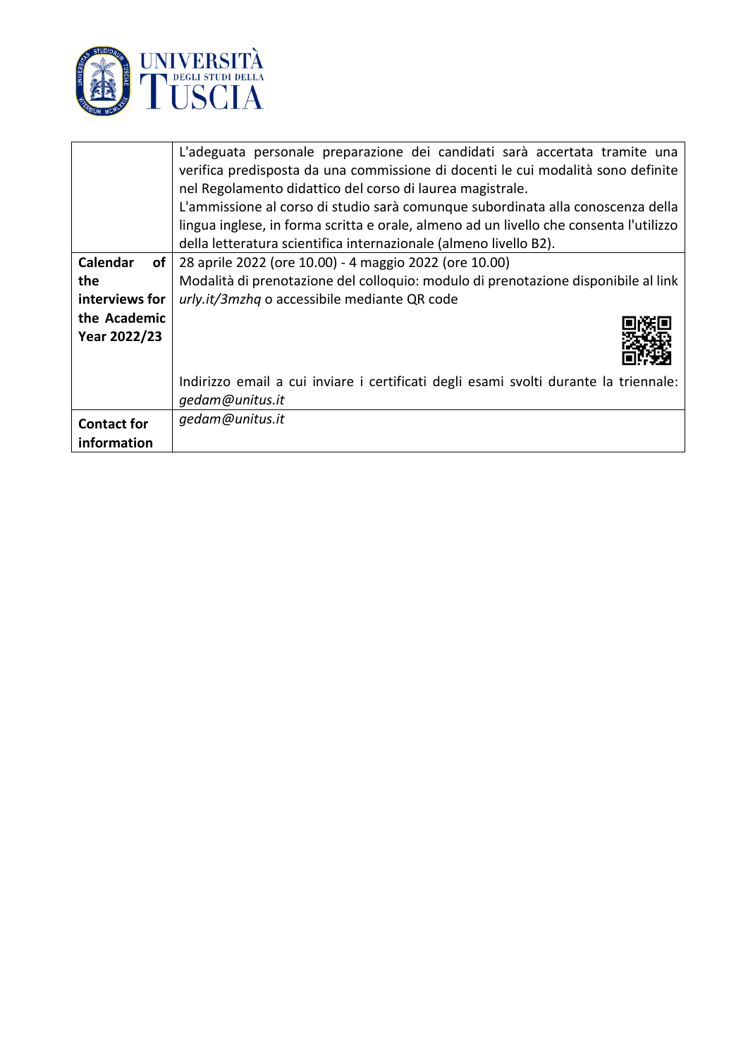| | |
|---|---|
| | L'adeguata personale preparazione dei candidati sarà accertata tramite una verifica predisposta da una commissione di docenti le cui modalità sono definite nel Regolamento didattico del corso di laurea magistrale.<br>L'ammissione al corso di studio sarà comunque subordinata alla conoscenza della lingua inglese, in forma scritta e orale, almeno ad un livello che consenta l'utilizzo della letteratura scientifica internazionale (almeno livello B2). |
| **Calendar of the interviews for the Academic Year 2022/23** | 28 aprile 2022 (ore 10.00) - 4 maggio 2022 (ore 10.00)<br>Modalità di prenotazione del colloquio: modulo di prenotazione disponibile al link *urly.it/3mzhq* o accessibile mediante QR code<br>Indirizzo email a cui inviare i certificati degli esami svolti durante la triennale: *gedam@unitus.it* |
| **Contact for information** | *gedam@unitus.it* |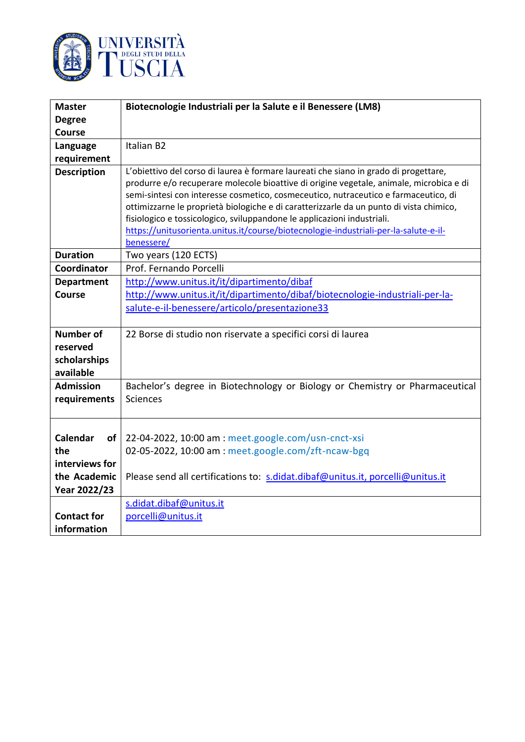UNIVERSITÀ DEGLI STUDI DELLA TUSCIA

| | |
|---|---|
| **Master Degree Course** | **Biotecnologie Industriali per la Salute e il Benessere (LM8)** |
| **Language requirement** | Italian B2 |
| **Description** | L'obiettivo del corso di laurea è formare laureati che siano in grado di progettare, produrre e/o recuperare molecole bioattive di origine vegetale, animale, microbica e di semi-sintesi con interesse cosmetico, cosmeceutico, nutraceutico e farmaceutico, di ottimizzarne le proprietà biologiche e di caratterizzarle da un punto di vista chimico, fisiologico e tossicologico, sviluppandone le applicazioni industriali. https://unitusorienta.unitus.it/course/biotecnologie-industriali-per-la-salute-e-il-benessere/ |
| **Duration** | Two years (120 ECTS) |
| **Coordinator** | Prof. Fernando Porcelli |
| **Department Course** | http://www.unitus.it/it/dipartimento/dibaf http://www.unitus.it/it/dipartimento/dibaf/biotecnologie-industriali-per-la-salute-e-il-benessere/articolo/presentazione33 |
| **Number of reserved scholarships available** | 22 Borse di studio non riservate a specifici corsi di laurea |
| **Admission requirements** | Bachelor's degree in Biotechnology or Biology or Chemistry or Pharmaceutical Sciences |
| **Calendar of the interviews for the Academic Year 2022/23** | 22-04-2022, 10:00 am : meet.google.com/usn-cnct-xsi<br>02-05-2022, 10:00 am : meet.google.com/zft-ncaw-bgq<br><br>Please send all certifications to: s.didat.dibaf@unitus.it, porcelli@unitus.it |
| **Contact for information** | s.didat.dibaf@unitus.it<br>porcelli@unitus.it |